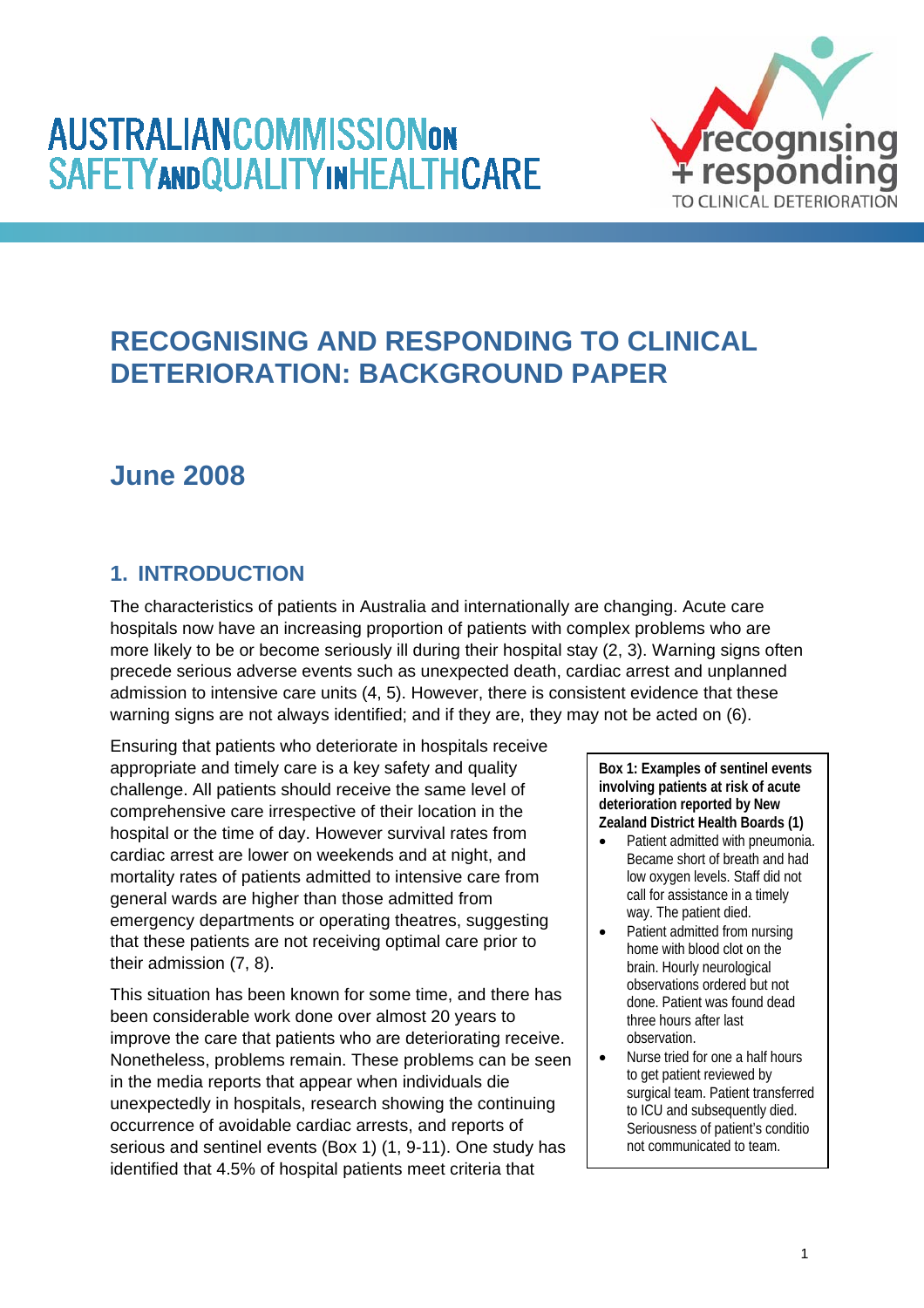AUSTRALIAN COMMISSION ON SAFETY AND QUALITY IN HEALTH CARE

recognising + responding TO CLINICAL DETERIORATION

# RECOGNISING AND RESPONDING TO CLINICAL DETERIORATION: BACKGROUND PAPER

## June 2008

## 1. INTRODUCTION

The characteristics of patients in Australia and internationally are changing. Acute care hospitals now have an increasing proportion of patients with complex problems who are more likely to be or become seriously ill during their hospital stay (2, 3). Warning signs often precede serious adverse events such as unexpected death, cardiac arrest and unplanned admission to intensive care units (4, 5). However, there is consistent evidence that these warning signs are not always identified; and if they are, they may not be acted on (6).

Ensuring that patients who deteriorate in hospitals receive appropriate and timely care is a key safety and quality challenge. All patients should receive the same level of comprehensive care irrespective of their location in the hospital or the time of day. However survival rates from cardiac arrest are lower on weekends and at night, and mortality rates of patients admitted to intensive care from general wards are higher than those admitted from emergency departments or operating theatres, suggesting that these patients are not receiving optimal care prior to their admission (7, 8).

This situation has been known for some time, and there has been considerable work done over almost 20 years to improve the care that patients who are deteriorating receive. Nonetheless, problems remain. These problems can be seen in the media reports that appear when individuals die unexpectedly in hospitals, research showing the continuing occurrence of avoidable cardiac arrests, and reports of serious and sentinel events (Box 1) (1, 9-11). One study has identified that 4.5% of hospital patients meet criteria that

**Box 1: Examples of sentinel events involving patients at risk of acute deterioration reported by New Zealand District Health Boards (1)**

- Patient admitted with pneumonia. Became short of breath and had low oxygen levels. Staff did not call for assistance in a timely way. The patient died.
- Patient admitted from nursing home with blood clot on the brain. Hourly neurological observations ordered but not done. Patient was found dead three hours after last observation.
- Nurse tried for one a half hours to get patient reviewed by surgical team. Patient transferred to ICU and subsequently died. Seriousness of patient's conditio not communicated to team.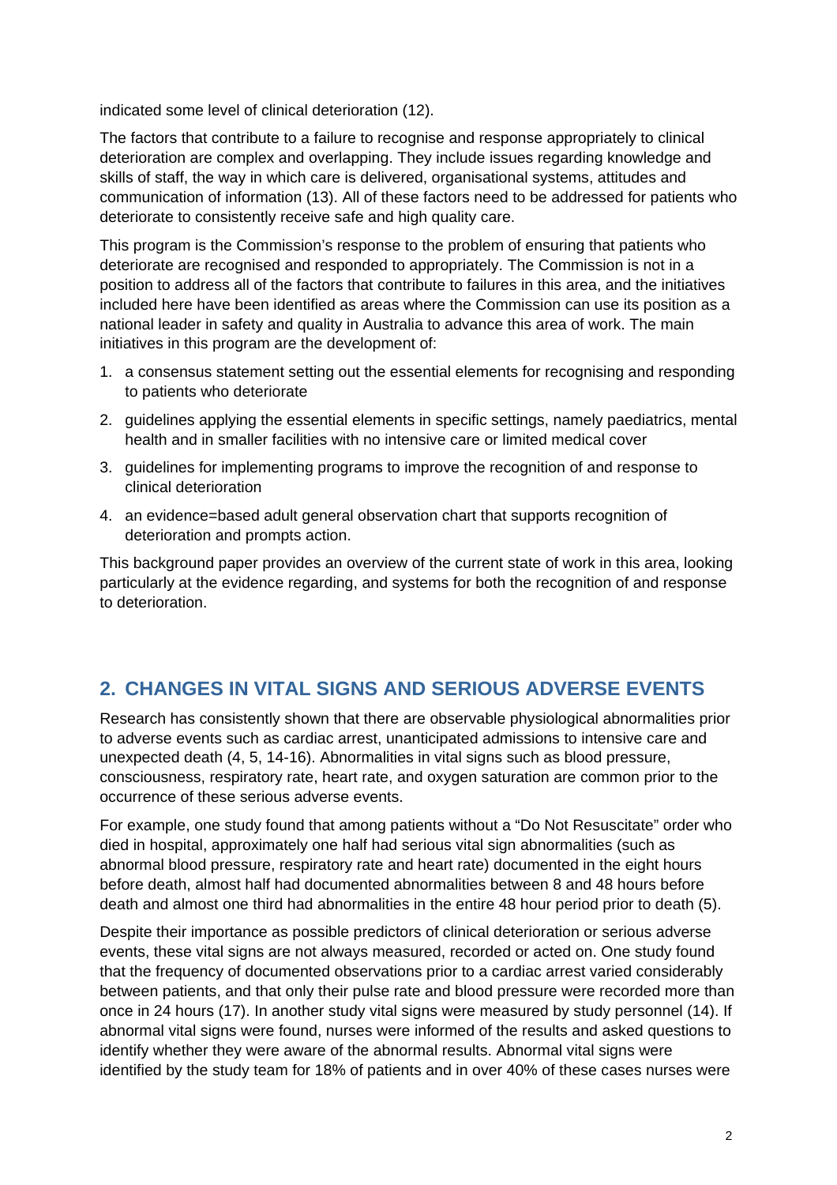indicated some level of clinical deterioration (12).

The factors that contribute to a failure to recognise and response appropriately to clinical deterioration are complex and overlapping. They include issues regarding knowledge and skills of staff, the way in which care is delivered, organisational systems, attitudes and communication of information (13). All of these factors need to be addressed for patients who deteriorate to consistently receive safe and high quality care.

This program is the Commission's response to the problem of ensuring that patients who deteriorate are recognised and responded to appropriately. The Commission is not in a position to address all of the factors that contribute to failures in this area, and the initiatives included here have been identified as areas where the Commission can use its position as a national leader in safety and quality in Australia to advance this area of work. The main initiatives in this program are the development of:

1. a consensus statement setting out the essential elements for recognising and responding to patients who deteriorate
2. guidelines applying the essential elements in specific settings, namely paediatrics, mental health and in smaller facilities with no intensive care or limited medical cover
3. guidelines for implementing programs to improve the recognition of and response to clinical deterioration
4. an evidence=based adult general observation chart that supports recognition of deterioration and prompts action.

This background paper provides an overview of the current state of work in this area, looking particularly at the evidence regarding, and systems for both the recognition of and response to deterioration.

## 2. CHANGES IN VITAL SIGNS AND SERIOUS ADVERSE EVENTS

Research has consistently shown that there are observable physiological abnormalities prior to adverse events such as cardiac arrest, unanticipated admissions to intensive care and unexpected death (4, 5, 14-16). Abnormalities in vital signs such as blood pressure, consciousness, respiratory rate, heart rate, and oxygen saturation are common prior to the occurrence of these serious adverse events.

For example, one study found that among patients without a "Do Not Resuscitate" order who died in hospital, approximately one half had serious vital sign abnormalities (such as abnormal blood pressure, respiratory rate and heart rate) documented in the eight hours before death, almost half had documented abnormalities between 8 and 48 hours before death and almost one third had abnormalities in the entire 48 hour period prior to death (5).

Despite their importance as possible predictors of clinical deterioration or serious adverse events, these vital signs are not always measured, recorded or acted on. One study found that the frequency of documented observations prior to a cardiac arrest varied considerably between patients, and that only their pulse rate and blood pressure were recorded more than once in 24 hours (17). In another study vital signs were measured by study personnel (14). If abnormal vital signs were found, nurses were informed of the results and asked questions to identify whether they were aware of the abnormal results. Abnormal vital signs were identified by the study team for 18% of patients and in over 40% of these cases nurses were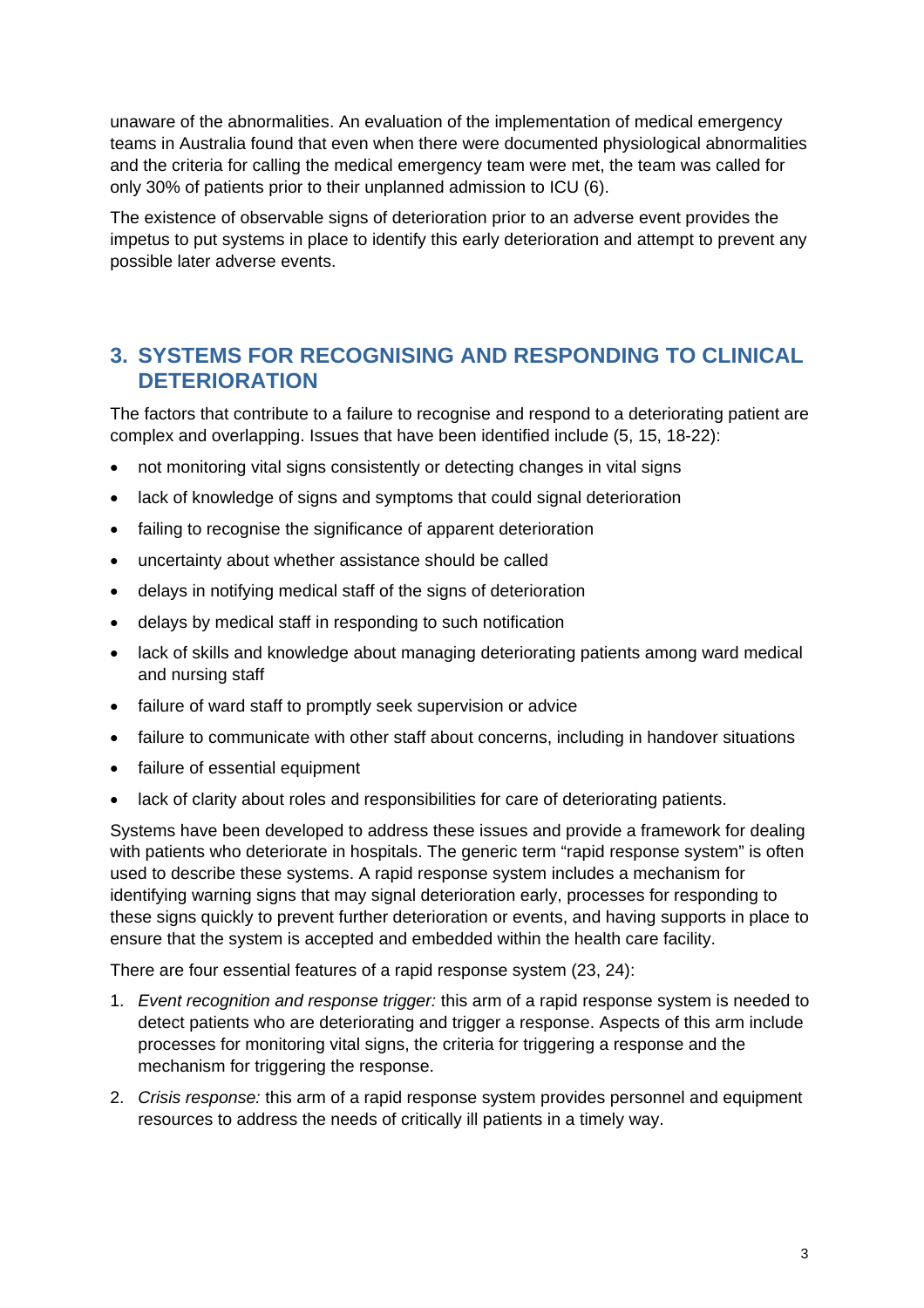unaware of the abnormalities. An evaluation of the implementation of medical emergency teams in Australia found that even when there were documented physiological abnormalities and the criteria for calling the medical emergency team were met, the team was called for only 30% of patients prior to their unplanned admission to ICU (6).

The existence of observable signs of deterioration prior to an adverse event provides the impetus to put systems in place to identify this early deterioration and attempt to prevent any possible later adverse events.

## 3. SYSTEMS FOR RECOGNISING AND RESPONDING TO CLINICAL DETERIORATION

The factors that contribute to a failure to recognise and respond to a deteriorating patient are complex and overlapping. Issues that have been identified include (5, 15, 18-22):

- not monitoring vital signs consistently or detecting changes in vital signs
- lack of knowledge of signs and symptoms that could signal deterioration
- failing to recognise the significance of apparent deterioration
- uncertainty about whether assistance should be called
- delays in notifying medical staff of the signs of deterioration
- delays by medical staff in responding to such notification
- lack of skills and knowledge about managing deteriorating patients among ward medical and nursing staff
- failure of ward staff to promptly seek supervision or advice
- failure to communicate with other staff about concerns, including in handover situations
- failure of essential equipment
- lack of clarity about roles and responsibilities for care of deteriorating patients.

Systems have been developed to address these issues and provide a framework for dealing with patients who deteriorate in hospitals. The generic term "rapid response system" is often used to describe these systems. A rapid response system includes a mechanism for identifying warning signs that may signal deterioration early, processes for responding to these signs quickly to prevent further deterioration or events, and having supports in place to ensure that the system is accepted and embedded within the health care facility.

There are four essential features of a rapid response system (23, 24):

1. *Event recognition and response trigger:* this arm of a rapid response system is needed to detect patients who are deteriorating and trigger a response. Aspects of this arm include processes for monitoring vital signs, the criteria for triggering a response and the mechanism for triggering the response.
2. *Crisis response:* this arm of a rapid response system provides personnel and equipment resources to address the needs of critically ill patients in a timely way.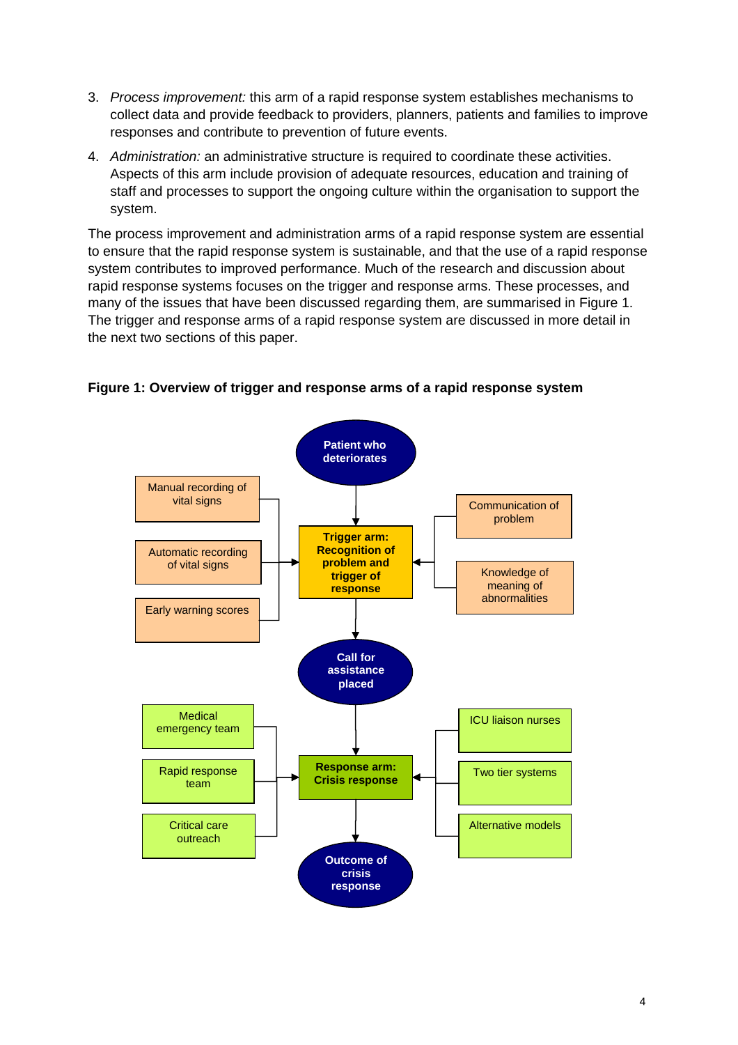3. *Process improvement:* this arm of a rapid response system establishes mechanisms to collect data and provide feedback to providers, planners, patients and families to improve responses and contribute to prevention of future events.
4. *Administration:* an administrative structure is required to coordinate these activities. Aspects of this arm include provision of adequate resources, education and training of staff and processes to support the ongoing culture within the organisation to support the system.

The process improvement and administration arms of a rapid response system are essential to ensure that the rapid response system is sustainable, and that the use of a rapid response system contributes to improved performance. Much of the research and discussion about rapid response systems focuses on the trigger and response arms. These processes, and many of the issues that have been discussed regarding them, are summarised in Figure 1. The trigger and response arms of a rapid response system are discussed in more detail in the next two sections of this paper.

**Figure 1: Overview of trigger and response arms of a rapid response system**

Patient who deteriorates

Manual recording of vital signs

Automatic recording of vital signs

Early warning scores

**Trigger arm: Recognition of problem and trigger of response**

Communication of problem

Knowledge of meaning of abnormalities

Call for assistance placed

Medical emergency team

Rapid response team

Critical care outreach

**Response arm: Crisis response**

ICU liaison nurses

Two tier systems

Alternative models

Outcome of crisis response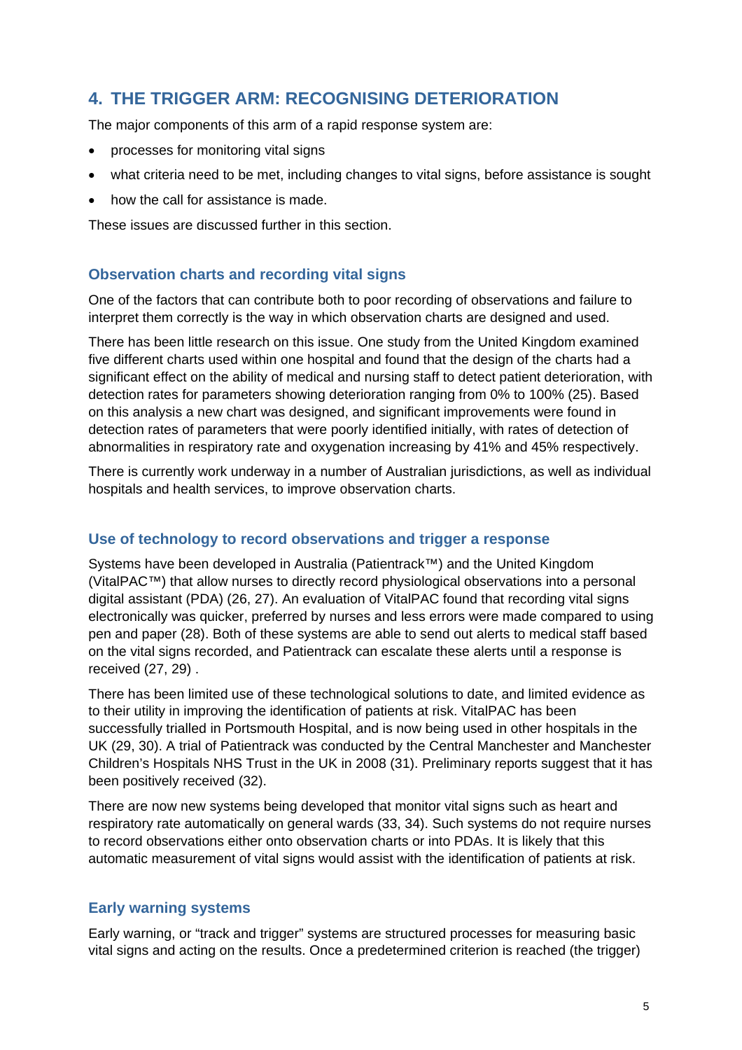## 4. THE TRIGGER ARM: RECOGNISING DETERIORATION

The major components of this arm of a rapid response system are:

- processes for monitoring vital signs
- what criteria need to be met, including changes to vital signs, before assistance is sought
- how the call for assistance is made.

These issues are discussed further in this section.

### Observation charts and recording vital signs

One of the factors that can contribute both to poor recording of observations and failure to interpret them correctly is the way in which observation charts are designed and used.

There has been little research on this issue. One study from the United Kingdom examined five different charts used within one hospital and found that the design of the charts had a significant effect on the ability of medical and nursing staff to detect patient deterioration, with detection rates for parameters showing deterioration ranging from 0% to 100% (25). Based on this analysis a new chart was designed, and significant improvements were found in detection rates of parameters that were poorly identified initially, with rates of detection of abnormalities in respiratory rate and oxygenation increasing by 41% and 45% respectively.

There is currently work underway in a number of Australian jurisdictions, as well as individual hospitals and health services, to improve observation charts.

### Use of technology to record observations and trigger a response

Systems have been developed in Australia (Patientrack™) and the United Kingdom (VitalPAC™) that allow nurses to directly record physiological observations into a personal digital assistant (PDA) (26, 27). An evaluation of VitalPAC found that recording vital signs electronically was quicker, preferred by nurses and less errors were made compared to using pen and paper (28). Both of these systems are able to send out alerts to medical staff based on the vital signs recorded, and Patientrack can escalate these alerts until a response is received (27, 29) .

There has been limited use of these technological solutions to date, and limited evidence as to their utility in improving the identification of patients at risk. VitalPAC has been successfully trialled in Portsmouth Hospital, and is now being used in other hospitals in the UK (29, 30). A trial of Patientrack was conducted by the Central Manchester and Manchester Children's Hospitals NHS Trust in the UK in 2008 (31). Preliminary reports suggest that it has been positively received (32).

There are now new systems being developed that monitor vital signs such as heart and respiratory rate automatically on general wards (33, 34). Such systems do not require nurses to record observations either onto observation charts or into PDAs. It is likely that this automatic measurement of vital signs would assist with the identification of patients at risk.

### Early warning systems

Early warning, or "track and trigger" systems are structured processes for measuring basic vital signs and acting on the results. Once a predetermined criterion is reached (the trigger)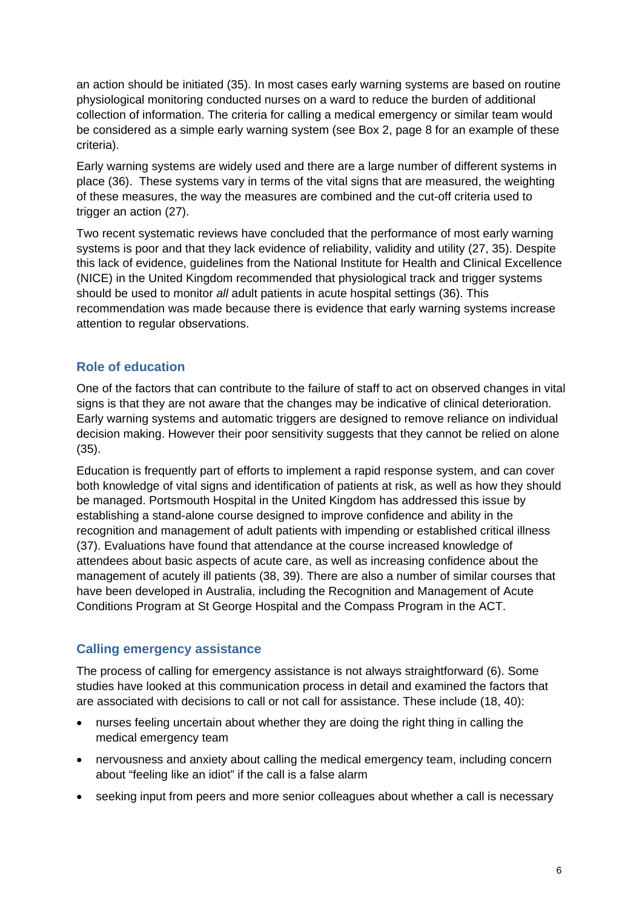an action should be initiated (35). In most cases early warning systems are based on routine physiological monitoring conducted nurses on a ward to reduce the burden of additional collection of information. The criteria for calling a medical emergency or similar team would be considered as a simple early warning system (see Box 2, page 8 for an example of these criteria).

Early warning systems are widely used and there are a large number of different systems in place (36). These systems vary in terms of the vital signs that are measured, the weighting of these measures, the way the measures are combined and the cut-off criteria used to trigger an action (27).

Two recent systematic reviews have concluded that the performance of most early warning systems is poor and that they lack evidence of reliability, validity and utility (27, 35). Despite this lack of evidence, guidelines from the National Institute for Health and Clinical Excellence (NICE) in the United Kingdom recommended that physiological track and trigger systems should be used to monitor *all* adult patients in acute hospital settings (36). This recommendation was made because there is evidence that early warning systems increase attention to regular observations.

## Role of education

One of the factors that can contribute to the failure of staff to act on observed changes in vital signs is that they are not aware that the changes may be indicative of clinical deterioration. Early warning systems and automatic triggers are designed to remove reliance on individual decision making. However their poor sensitivity suggests that they cannot be relied on alone (35).

Education is frequently part of efforts to implement a rapid response system, and can cover both knowledge of vital signs and identification of patients at risk, as well as how they should be managed. Portsmouth Hospital in the United Kingdom has addressed this issue by establishing a stand-alone course designed to improve confidence and ability in the recognition and management of adult patients with impending or established critical illness (37). Evaluations have found that attendance at the course increased knowledge of attendees about basic aspects of acute care, as well as increasing confidence about the management of acutely ill patients (38, 39). There are also a number of similar courses that have been developed in Australia, including the Recognition and Management of Acute Conditions Program at St George Hospital and the Compass Program in the ACT.

## Calling emergency assistance

The process of calling for emergency assistance is not always straightforward (6). Some studies have looked at this communication process in detail and examined the factors that are associated with decisions to call or not call for assistance. These include (18, 40):

- nurses feeling uncertain about whether they are doing the right thing in calling the medical emergency team
- nervousness and anxiety about calling the medical emergency team, including concern about "feeling like an idiot" if the call is a false alarm
- seeking input from peers and more senior colleagues about whether a call is necessary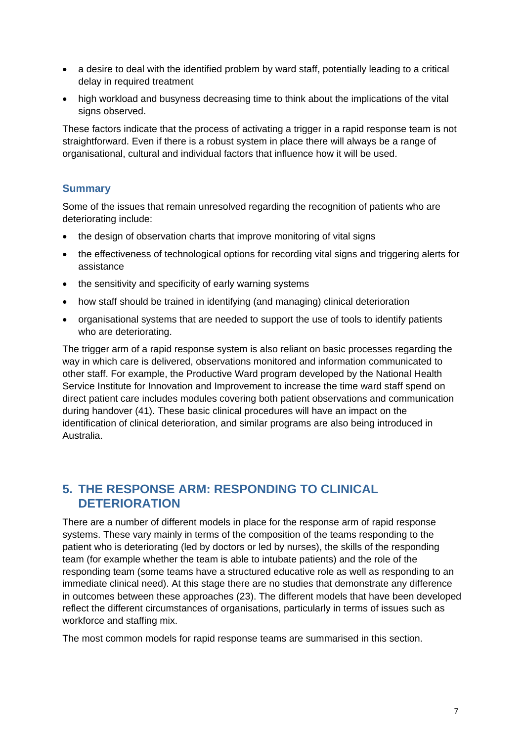- a desire to deal with the identified problem by ward staff, potentially leading to a critical delay in required treatment
- high workload and busyness decreasing time to think about the implications of the vital signs observed.

These factors indicate that the process of activating a trigger in a rapid response team is not straightforward. Even if there is a robust system in place there will always be a range of organisational, cultural and individual factors that influence how it will be used.

### Summary

Some of the issues that remain unresolved regarding the recognition of patients who are deteriorating include:

- the design of observation charts that improve monitoring of vital signs
- the effectiveness of technological options for recording vital signs and triggering alerts for assistance
- the sensitivity and specificity of early warning systems
- how staff should be trained in identifying (and managing) clinical deterioration
- organisational systems that are needed to support the use of tools to identify patients who are deteriorating.

The trigger arm of a rapid response system is also reliant on basic processes regarding the way in which care is delivered, observations monitored and information communicated to other staff. For example, the Productive Ward program developed by the National Health Service Institute for Innovation and Improvement to increase the time ward staff spend on direct patient care includes modules covering both patient observations and communication during handover (41). These basic clinical procedures will have an impact on the identification of clinical deterioration, and similar programs are also being introduced in Australia.

## 5. THE RESPONSE ARM: RESPONDING TO CLINICAL DETERIORATION

There are a number of different models in place for the response arm of rapid response systems. These vary mainly in terms of the composition of the teams responding to the patient who is deteriorating (led by doctors or led by nurses), the skills of the responding team (for example whether the team is able to intubate patients) and the role of the responding team (some teams have a structured educative role as well as responding to an immediate clinical need). At this stage there are no studies that demonstrate any difference in outcomes between these approaches (23). The different models that have been developed reflect the different circumstances of organisations, particularly in terms of issues such as workforce and staffing mix.

The most common models for rapid response teams are summarised in this section.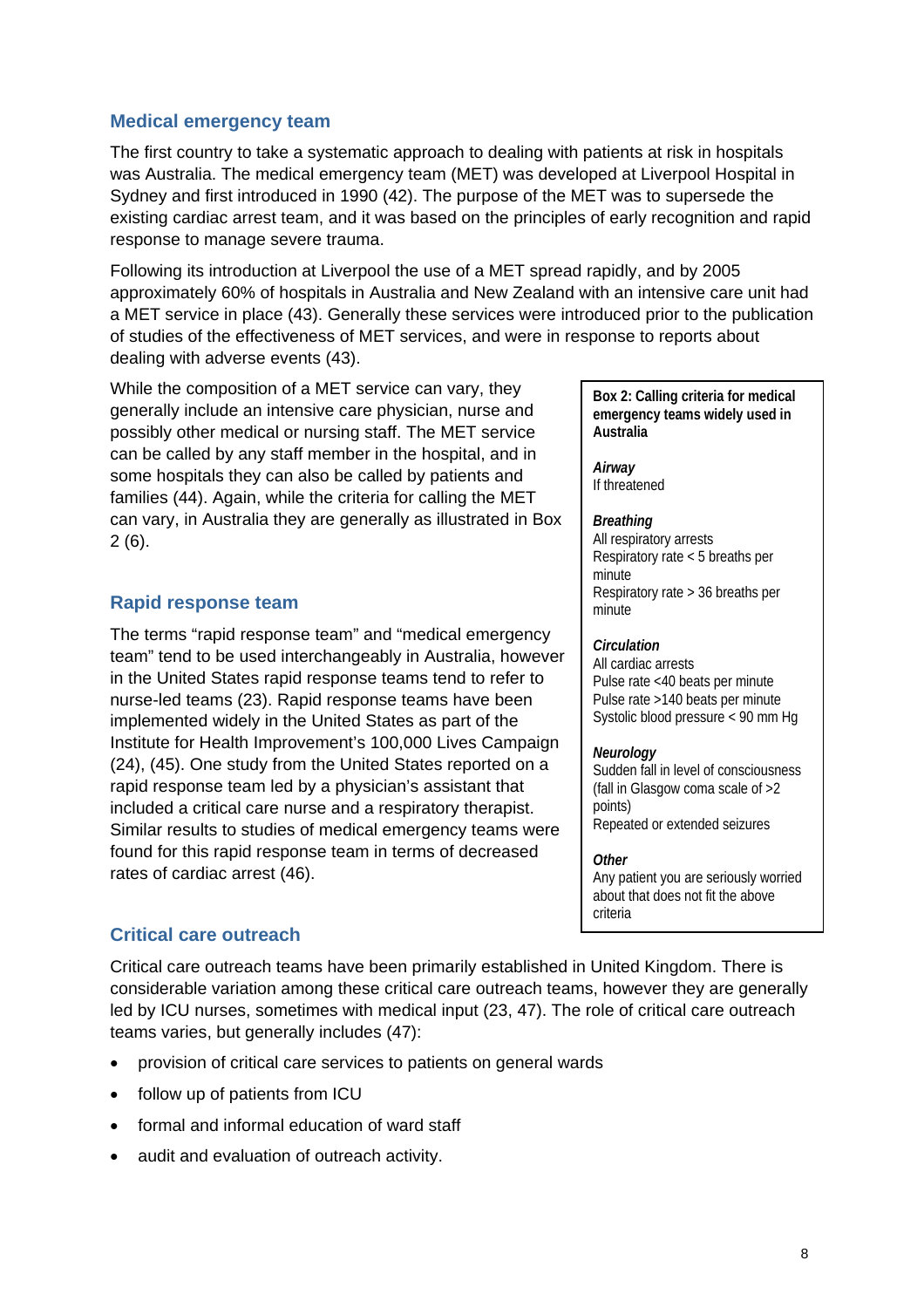## Medical emergency team

The first country to take a systematic approach to dealing with patients at risk in hospitals was Australia. The medical emergency team (MET) was developed at Liverpool Hospital in Sydney and first introduced in 1990 (42). The purpose of the MET was to supersede the existing cardiac arrest team, and it was based on the principles of early recognition and rapid response to manage severe trauma.

Following its introduction at Liverpool the use of a MET spread rapidly, and by 2005 approximately 60% of hospitals in Australia and New Zealand with an intensive care unit had a MET service in place (43). Generally these services were introduced prior to the publication of studies of the effectiveness of MET services, and were in response to reports about dealing with adverse events (43).

While the composition of a MET service can vary, they generally include an intensive care physician, nurse and possibly other medical or nursing staff. The MET service can be called by any staff member in the hospital, and in some hospitals they can also be called by patients and families (44). Again, while the criteria for calling the MET can vary, in Australia they are generally as illustrated in Box 2 (6).

> **Box 2: Calling criteria for medical emergency teams widely used in Australia**
>
> ***Airway***
> If threatened
>
> ***Breathing***
> All respiratory arrests
> Respiratory rate < 5 breaths per minute
> Respiratory rate > 36 breaths per minute
>
> ***Circulation***
> All cardiac arrests
> Pulse rate <40 beats per minute
> Pulse rate >140 beats per minute
> Systolic blood pressure < 90 mm Hg
>
> ***Neurology***
> Sudden fall in level of consciousness (fall in Glasgow coma scale of >2 points)
> Repeated or extended seizures
>
> ***Other***
> Any patient you are seriously worried about that does not fit the above criteria

## Rapid response team

The terms "rapid response team" and "medical emergency team" tend to be used interchangeably in Australia, however in the United States rapid response teams tend to refer to nurse-led teams (23). Rapid response teams have been implemented widely in the United States as part of the Institute for Health Improvement's 100,000 Lives Campaign (24), (45). One study from the United States reported on a rapid response team led by a physician's assistant that included a critical care nurse and a respiratory therapist. Similar results to studies of medical emergency teams were found for this rapid response team in terms of decreased rates of cardiac arrest (46).

## Critical care outreach

Critical care outreach teams have been primarily established in United Kingdom. There is considerable variation among these critical care outreach teams, however they are generally led by ICU nurses, sometimes with medical input (23, 47). The role of critical care outreach teams varies, but generally includes (47):

- provision of critical care services to patients on general wards
- follow up of patients from ICU
- formal and informal education of ward staff
- audit and evaluation of outreach activity.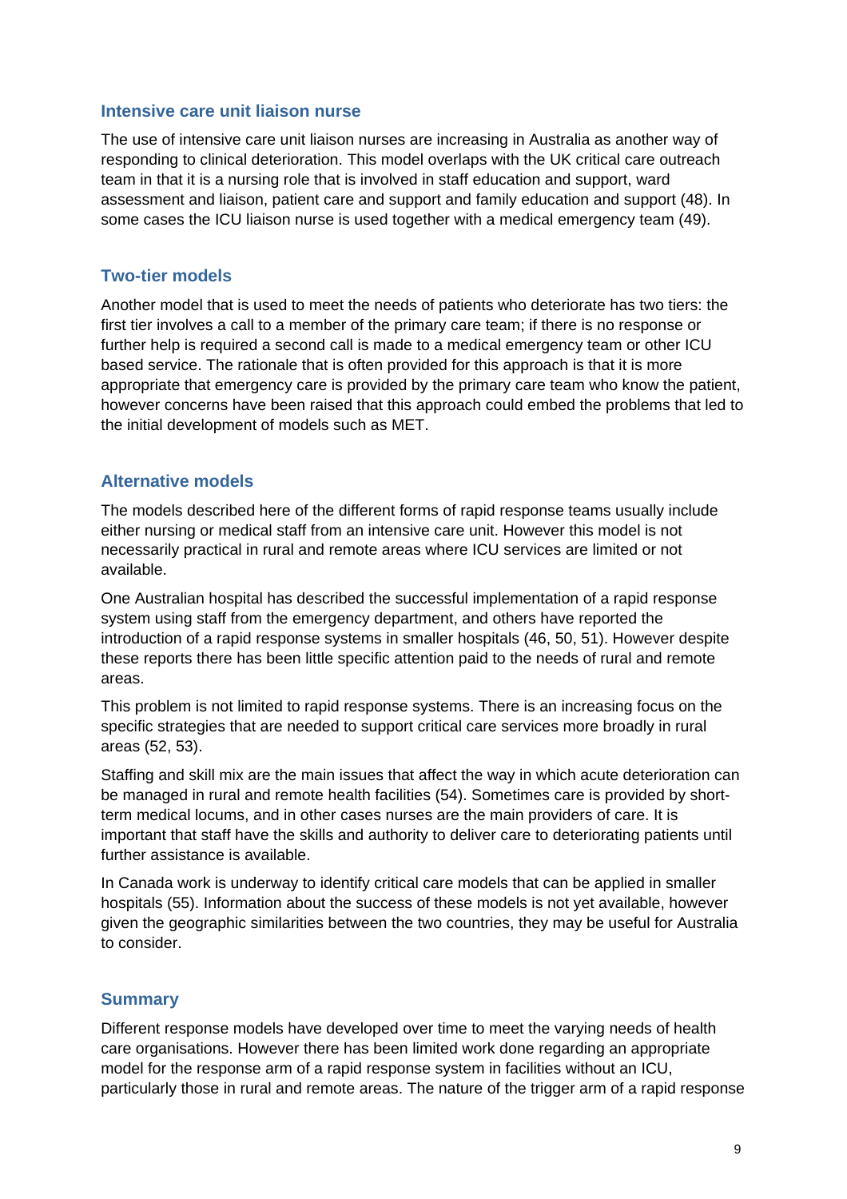### Intensive care unit liaison nurse

The use of intensive care unit liaison nurses are increasing in Australia as another way of responding to clinical deterioration. This model overlaps with the UK critical care outreach team in that it is a nursing role that is involved in staff education and support, ward assessment and liaison, patient care and support and family education and support (48). In some cases the ICU liaison nurse is used together with a medical emergency team (49).

### Two-tier models

Another model that is used to meet the needs of patients who deteriorate has two tiers: the first tier involves a call to a member of the primary care team; if there is no response or further help is required a second call is made to a medical emergency team or other ICU based service. The rationale that is often provided for this approach is that it is more appropriate that emergency care is provided by the primary care team who know the patient, however concerns have been raised that this approach could embed the problems that led to the initial development of models such as MET.

### Alternative models

The models described here of the different forms of rapid response teams usually include either nursing or medical staff from an intensive care unit. However this model is not necessarily practical in rural and remote areas where ICU services are limited or not available.

One Australian hospital has described the successful implementation of a rapid response system using staff from the emergency department, and others have reported the introduction of a rapid response systems in smaller hospitals (46, 50, 51). However despite these reports there has been little specific attention paid to the needs of rural and remote areas.

This problem is not limited to rapid response systems. There is an increasing focus on the specific strategies that are needed to support critical care services more broadly in rural areas (52, 53).

Staffing and skill mix are the main issues that affect the way in which acute deterioration can be managed in rural and remote health facilities (54). Sometimes care is provided by short-term medical locums, and in other cases nurses are the main providers of care. It is important that staff have the skills and authority to deliver care to deteriorating patients until further assistance is available.

In Canada work is underway to identify critical care models that can be applied in smaller hospitals (55). Information about the success of these models is not yet available, however given the geographic similarities between the two countries, they may be useful for Australia to consider.

### Summary

Different response models have developed over time to meet the varying needs of health care organisations. However there has been limited work done regarding an appropriate model for the response arm of a rapid response system in facilities without an ICU, particularly those in rural and remote areas. The nature of the trigger arm of a rapid response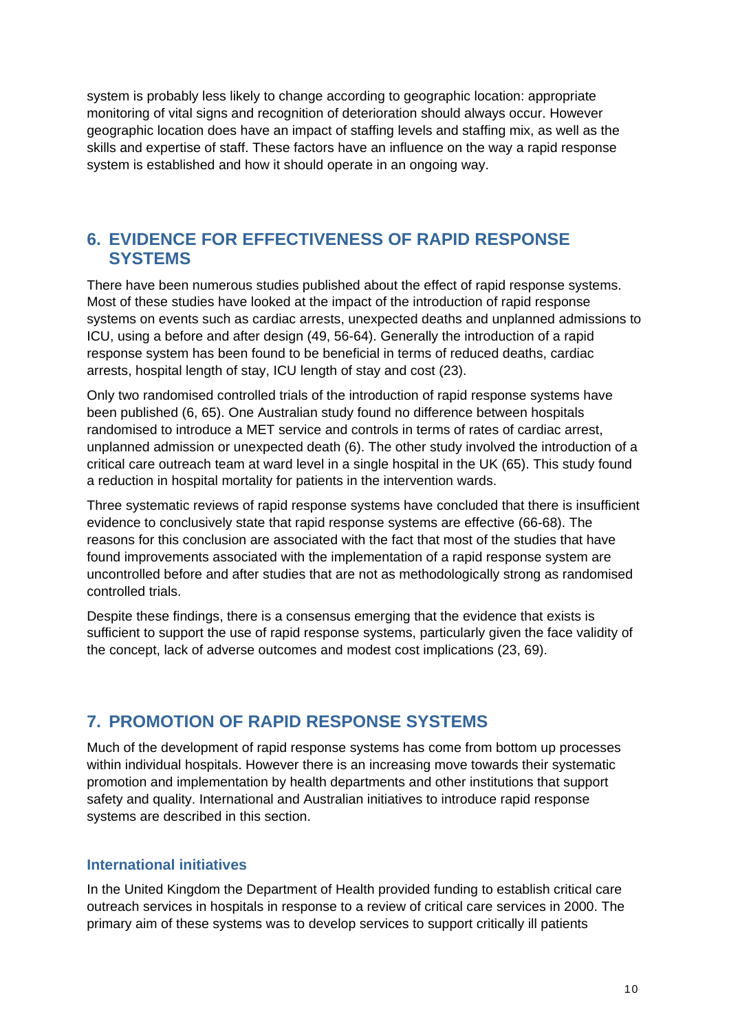system is probably less likely to change according to geographic location: appropriate monitoring of vital signs and recognition of deterioration should always occur. However geographic location does have an impact of staffing levels and staffing mix, as well as the skills and expertise of staff. These factors have an influence on the way a rapid response system is established and how it should operate in an ongoing way.

## 6. EVIDENCE FOR EFFECTIVENESS OF RAPID RESPONSE SYSTEMS

There have been numerous studies published about the effect of rapid response systems. Most of these studies have looked at the impact of the introduction of rapid response systems on events such as cardiac arrests, unexpected deaths and unplanned admissions to ICU, using a before and after design (49, 56-64). Generally the introduction of a rapid response system has been found to be beneficial in terms of reduced deaths, cardiac arrests, hospital length of stay, ICU length of stay and cost (23).

Only two randomised controlled trials of the introduction of rapid response systems have been published (6, 65). One Australian study found no difference between hospitals randomised to introduce a MET service and controls in terms of rates of cardiac arrest, unplanned admission or unexpected death (6). The other study involved the introduction of a critical care outreach team at ward level in a single hospital in the UK (65). This study found a reduction in hospital mortality for patients in the intervention wards.

Three systematic reviews of rapid response systems have concluded that there is insufficient evidence to conclusively state that rapid response systems are effective (66-68). The reasons for this conclusion are associated with the fact that most of the studies that have found improvements associated with the implementation of a rapid response system are uncontrolled before and after studies that are not as methodologically strong as randomised controlled trials.

Despite these findings, there is a consensus emerging that the evidence that exists is sufficient to support the use of rapid response systems, particularly given the face validity of the concept, lack of adverse outcomes and modest cost implications (23, 69).

## 7. PROMOTION OF RAPID RESPONSE SYSTEMS

Much of the development of rapid response systems has come from bottom up processes within individual hospitals. However there is an increasing move towards their systematic promotion and implementation by health departments and other institutions that support safety and quality. International and Australian initiatives to introduce rapid response systems are described in this section.

### International initiatives

In the United Kingdom the Department of Health provided funding to establish critical care outreach services in hospitals in response to a review of critical care services in 2000. The primary aim of these systems was to develop services to support critically ill patients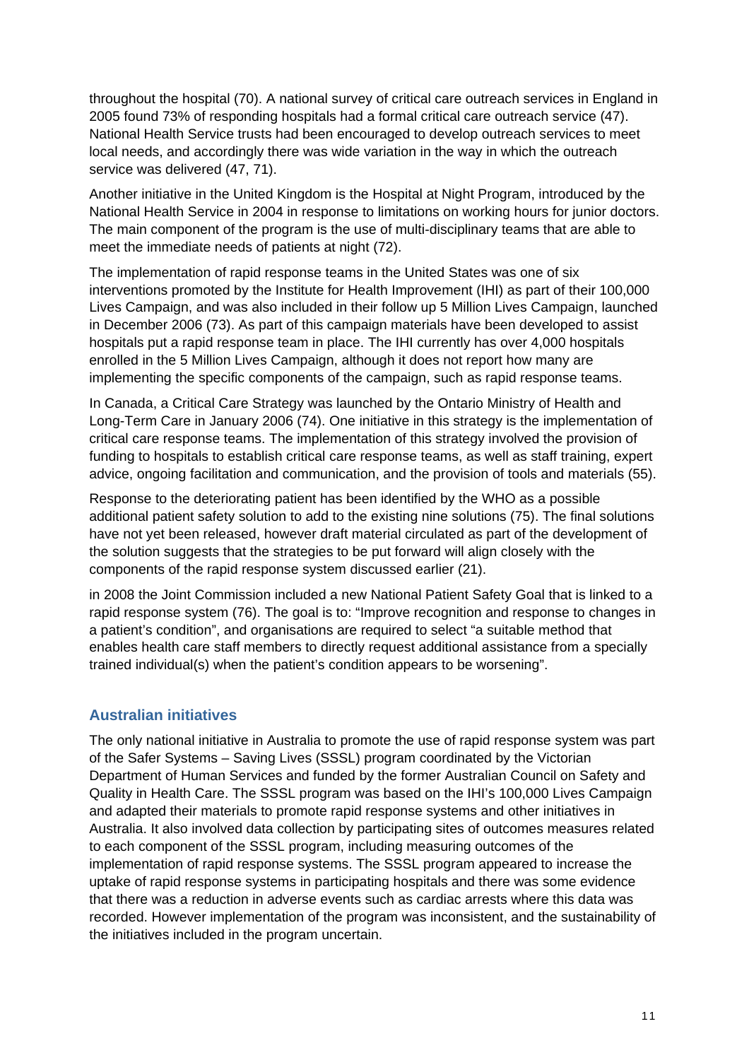throughout the hospital (70). A national survey of critical care outreach services in England in 2005 found 73% of responding hospitals had a formal critical care outreach service (47). National Health Service trusts had been encouraged to develop outreach services to meet local needs, and accordingly there was wide variation in the way in which the outreach service was delivered (47, 71).

Another initiative in the United Kingdom is the Hospital at Night Program, introduced by the National Health Service in 2004 in response to limitations on working hours for junior doctors. The main component of the program is the use of multi-disciplinary teams that are able to meet the immediate needs of patients at night (72).

The implementation of rapid response teams in the United States was one of six interventions promoted by the Institute for Health Improvement (IHI) as part of their 100,000 Lives Campaign, and was also included in their follow up 5 Million Lives Campaign, launched in December 2006 (73). As part of this campaign materials have been developed to assist hospitals put a rapid response team in place. The IHI currently has over 4,000 hospitals enrolled in the 5 Million Lives Campaign, although it does not report how many are implementing the specific components of the campaign, such as rapid response teams.

In Canada, a Critical Care Strategy was launched by the Ontario Ministry of Health and Long-Term Care in January 2006 (74). One initiative in this strategy is the implementation of critical care response teams. The implementation of this strategy involved the provision of funding to hospitals to establish critical care response teams, as well as staff training, expert advice, ongoing facilitation and communication, and the provision of tools and materials (55).

Response to the deteriorating patient has been identified by the WHO as a possible additional patient safety solution to add to the existing nine solutions (75). The final solutions have not yet been released, however draft material circulated as part of the development of the solution suggests that the strategies to be put forward will align closely with the components of the rapid response system discussed earlier (21).

in 2008 the Joint Commission included a new National Patient Safety Goal that is linked to a rapid response system (76). The goal is to: "Improve recognition and response to changes in a patient's condition", and organisations are required to select "a suitable method that enables health care staff members to directly request additional assistance from a specially trained individual(s) when the patient's condition appears to be worsening".

### Australian initiatives

The only national initiative in Australia to promote the use of rapid response system was part of the Safer Systems – Saving Lives (SSSL) program coordinated by the Victorian Department of Human Services and funded by the former Australian Council on Safety and Quality in Health Care. The SSSL program was based on the IHI's 100,000 Lives Campaign and adapted their materials to promote rapid response systems and other initiatives in Australia. It also involved data collection by participating sites of outcomes measures related to each component of the SSSL program, including measuring outcomes of the implementation of rapid response systems. The SSSL program appeared to increase the uptake of rapid response systems in participating hospitals and there was some evidence that there was a reduction in adverse events such as cardiac arrests where this data was recorded. However implementation of the program was inconsistent, and the sustainability of the initiatives included in the program uncertain.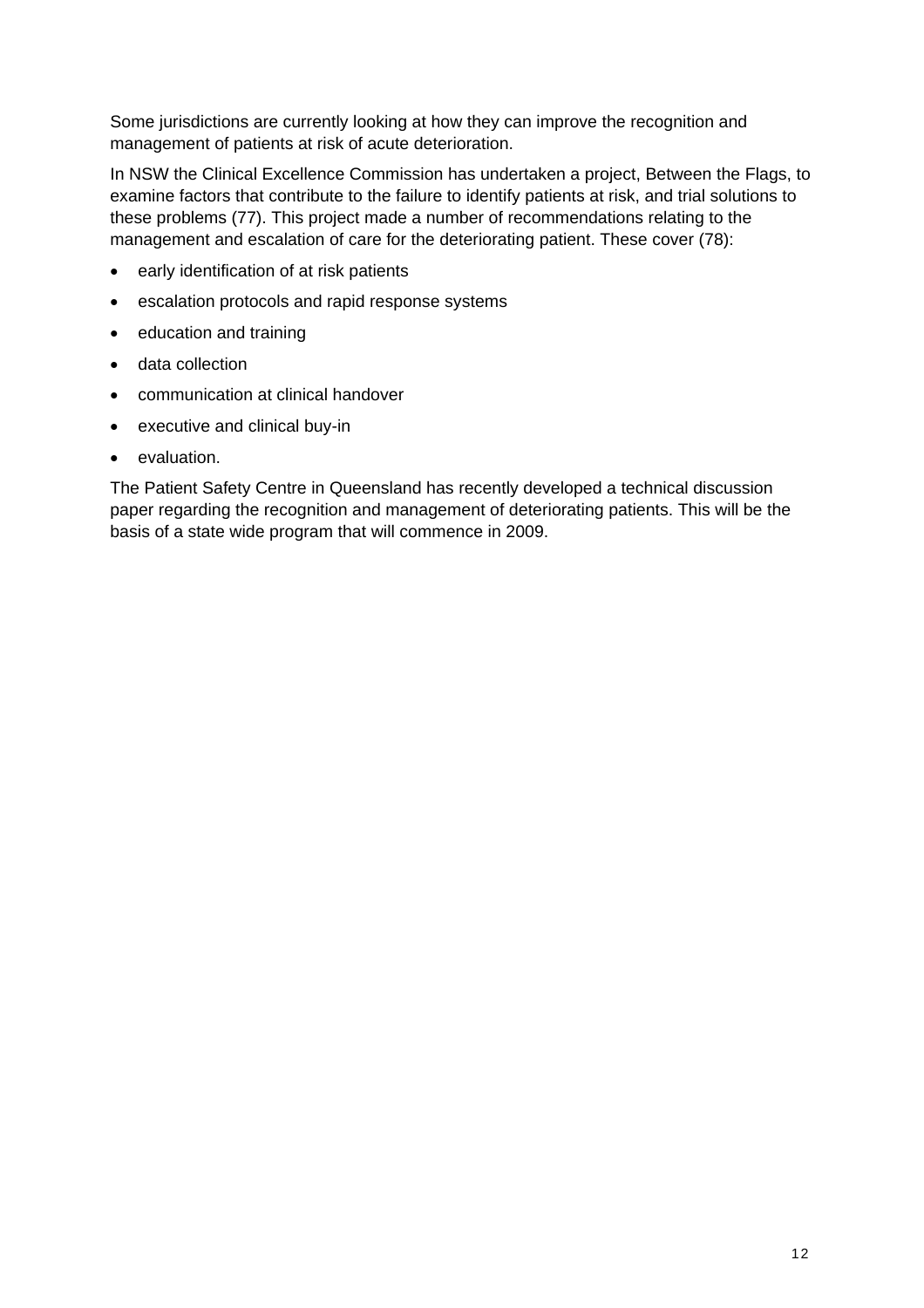Some jurisdictions are currently looking at how they can improve the recognition and management of patients at risk of acute deterioration.

In NSW the Clinical Excellence Commission has undertaken a project, Between the Flags, to examine factors that contribute to the failure to identify patients at risk, and trial solutions to these problems (77). This project made a number of recommendations relating to the management and escalation of care for the deteriorating patient. These cover (78):

- early identification of at risk patients
- escalation protocols and rapid response systems
- education and training
- data collection
- communication at clinical handover
- executive and clinical buy-in
- evaluation.

The Patient Safety Centre in Queensland has recently developed a technical discussion paper regarding the recognition and management of deteriorating patients. This will be the basis of a state wide program that will commence in 2009.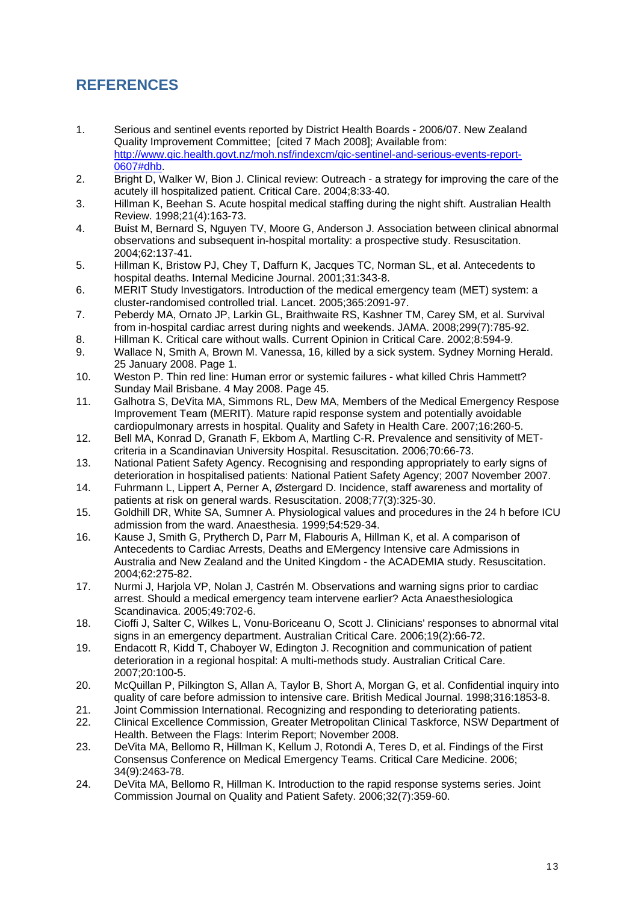# REFERENCES

1. Serious and sentinel events reported by District Health Boards - 2006/07. New Zealand Quality Improvement Committee; [cited 7 Mach 2008]; Available from: http://www.qic.health.govt.nz/moh.nsf/indexcm/qic-sentinel-and-serious-events-report-0607#dhb.
2. Bright D, Walker W, Bion J. Clinical review: Outreach - a strategy for improving the care of the acutely ill hospitalized patient. Critical Care. 2004;8:33-40.
3. Hillman K, Beehan S. Acute hospital medical staffing during the night shift. Australian Health Review. 1998;21(4):163-73.
4. Buist M, Bernard S, Nguyen TV, Moore G, Anderson J. Association between clinical abnormal observations and subsequent in-hospital mortality: a prospective study. Resuscitation. 2004;62:137-41.
5. Hillman K, Bristow PJ, Chey T, Daffurn K, Jacques TC, Norman SL, et al. Antecedents to hospital deaths. Internal Medicine Journal. 2001;31:343-8.
6. MERIT Study Investigators. Introduction of the medical emergency team (MET) system: a cluster-randomised controlled trial. Lancet. 2005;365:2091-97.
7. Peberdy MA, Ornato JP, Larkin GL, Braithwaite RS, Kashner TM, Carey SM, et al. Survival from in-hospital cardiac arrest during nights and weekends. JAMA. 2008;299(7):785-92.
8. Hillman K. Critical care without walls. Current Opinion in Critical Care. 2002;8:594-9.
9. Wallace N, Smith A, Brown M. Vanessa, 16, killed by a sick system. Sydney Morning Herald. 25 January 2008. Page 1.
10. Weston P. Thin red line: Human error or systemic failures - what killed Chris Hammett? Sunday Mail Brisbane. 4 May 2008. Page 45.
11. Galhotra S, DeVita MA, Simmons RL, Dew MA, Members of the Medical Emergency Respose Improvement Team (MERIT). Mature rapid response system and potentially avoidable cardiopulmonary arrests in hospital. Quality and Safety in Health Care. 2007;16:260-5.
12. Bell MA, Konrad D, Granath F, Ekbom A, Martling C-R. Prevalence and sensitivity of MET-criteria in a Scandinavian University Hospital. Resuscitation. 2006;70:66-73.
13. National Patient Safety Agency. Recognising and responding appropriately to early signs of deterioration in hospitalised patients: National Patient Safety Agency; 2007 November 2007.
14. Fuhrmann L, Lippert A, Perner A, Østergard D. Incidence, staff awareness and mortality of patients at risk on general wards. Resuscitation. 2008;77(3):325-30.
15. Goldhill DR, White SA, Sumner A. Physiological values and procedures in the 24 h before ICU admission from the ward. Anaesthesia. 1999;54:529-34.
16. Kause J, Smith G, Prytherch D, Parr M, Flabouris A, Hillman K, et al. A comparison of Antecedents to Cardiac Arrests, Deaths and EMergency Intensive care Admissions in Australia and New Zealand and the United Kingdom - the ACADEMIA study. Resuscitation. 2004;62:275-82.
17. Nurmi J, Harjola VP, Nolan J, Castrén M. Observations and warning signs prior to cardiac arrest. Should a medical emergency team intervene earlier? Acta Anaesthesiologica Scandinavica. 2005;49:702-6.
18. Cioffi J, Salter C, Wilkes L, Vonu-Boriceanu O, Scott J. Clinicians' responses to abnormal vital signs in an emergency department. Australian Critical Care. 2006;19(2):66-72.
19. Endacott R, Kidd T, Chaboyer W, Edington J. Recognition and communication of patient deterioration in a regional hospital: A multi-methods study. Australian Critical Care. 2007;20:100-5.
20. McQuillan P, Pilkington S, Allan A, Taylor B, Short A, Morgan G, et al. Confidential inquiry into quality of care before admission to intensive care. British Medical Journal. 1998;316:1853-8.
21. Joint Commission International. Recognizing and responding to deteriorating patients.
22. Clinical Excellence Commission, Greater Metropolitan Clinical Taskforce, NSW Department of Health. Between the Flags: Interim Report; November 2008.
23. DeVita MA, Bellomo R, Hillman K, Kellum J, Rotondi A, Teres D, et al. Findings of the First Consensus Conference on Medical Emergency Teams. Critical Care Medicine. 2006; 34(9):2463-78.
24. DeVita MA, Bellomo R, Hillman K. Introduction to the rapid response systems series. Joint Commission Journal on Quality and Patient Safety. 2006;32(7):359-60.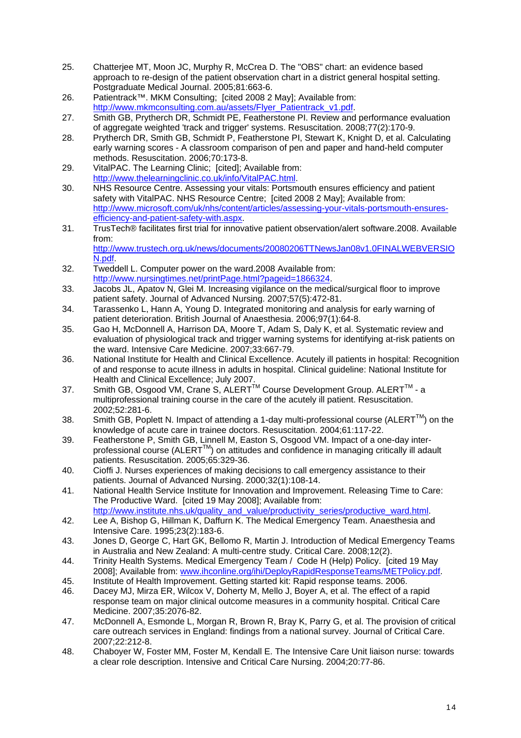25. Chatterjee MT, Moon JC, Murphy R, McCrea D. The "OBS" chart: an evidence based approach to re-design of the patient observation chart in a district general hospital setting. Postgraduate Medical Journal. 2005;81:663-6.
26. Patientrack™. MKM Consulting; [cited 2008 2 May]; Available from: http://www.mkmconsulting.com.au/assets/Flyer_Patientrack_v1.pdf.
27. Smith GB, Prytherch DR, Schmidt PE, Featherstone PI. Review and performance evaluation of aggregate weighted 'track and trigger' systems. Resuscitation. 2008;77(2):170-9.
28. Prytherch DR, Smith GB, Schmidt P, Featherstone PI, Stewart K, Knight D, et al. Calculating early warning scores - A classroom comparison of pen and paper and hand-held computer methods. Resuscitation. 2006;70:173-8.
29. VitalPAC. The Learning Clinic; [cited]; Available from: http://www.thelearningclinic.co.uk/info/VitalPAC.html.
30. NHS Resource Centre. Assessing your vitals: Portsmouth ensures efficiency and patient safety with VitalPAC. NHS Resource Centre; [cited 2008 2 May]; Available from: http://www.microsoft.com/uk/nhs/content/articles/assessing-your-vitals-portsmouth-ensures-efficiency-and-patient-safety-with.aspx.
31. TrusTech® facilitates first trial for innovative patient observation/alert software.2008. Available from: http://www.trustech.org.uk/news/documents/20080206TTNewsJan08v1.0FINALWEBVERSION.pdf.
32. Tweddell L. Computer power on the ward.2008 Available from: http://www.nursingtimes.net/printPage.html?pageid=1866324.
33. Jacobs JL, Apatov N, Glei M. Increasing vigilance on the medical/surgical floor to improve patient safety. Journal of Advanced Nursing. 2007;57(5):472-81.
34. Tarassenko L, Hann A, Young D. Integrated monitoring and analysis for early warning of patient deterioration. British Journal of Anaesthesia. 2006;97(1):64-8.
35. Gao H, McDonnell A, Harrison DA, Moore T, Adam S, Daly K, et al. Systematic review and evaluation of physiological track and trigger warning systems for identifying at-risk patients on the ward. Intensive Care Medicine. 2007;33:667-79.
36. National Institute for Health and Clinical Excellence. Acutely ill patients in hospital: Recognition of and response to acute illness in adults in hospital. Clinical guideline: National Institute for Health and Clinical Excellence; July 2007.
37. Smith GB, Osgood VM, Crane S, ALERT™ Course Development Group. ALERT™ - a multiprofessional training course in the care of the acutely ill patient. Resuscitation. 2002;52:281-6.
38. Smith GB, Poplett N. Impact of attending a 1-day multi-professional course (ALERT™) on the knowledge of acute care in trainee doctors. Resuscitation. 2004;61:117-22.
39. Featherstone P, Smith GB, Linnell M, Easton S, Osgood VM. Impact of a one-day inter-professional course (ALERT™) on attitudes and confidence in managing critically ill adault patients. Resuscitation. 2005;65:329-36.
40. Cioffi J. Nurses experiences of making decisions to call emergency assistance to their patients. Journal of Advanced Nursing. 2000;32(1):108-14.
41. National Health Service Institute for Innovation and Improvement. Releasing Time to Care: The Productive Ward. [cited 19 May 2008]; Available from: http://www.institute.nhs.uk/quality_and_value/productivity_series/productive_ward.html.
42. Lee A, Bishop G, Hillman K, Daffurn K. The Medical Emergency Team. Anaesthesia and Intensive Care. 1995;23(2):183-6.
43. Jones D, George C, Hart GK, Bellomo R, Martin J. Introduction of Medical Emergency Teams in Australia and New Zealand: A multi-centre study. Critical Care. 2008;12(2).
44. Trinity Health Systems. Medical Emergency Team / Code H (Help) Policy. [cited 19 May 2008]; Available from: www.ihconline.org/ihi/DeployRapidResponseTeams/METPolicy.pdf.
45. Institute of Health Improvement. Getting started kit: Rapid response teams. 2006.
46. Dacey MJ, Mirza ER, Wilcox V, Doherty M, Mello J, Boyer A, et al. The effect of a rapid response team on major clinical outcome measures in a community hospital. Critical Care Medicine. 2007;35:2076-82.
47. McDonnell A, Esmonde L, Morgan R, Brown R, Bray K, Parry G, et al. The provision of critical care outreach services in England: findings from a national survey. Journal of Critical Care. 2007;22:212-8.
48. Chaboyer W, Foster MM, Foster M, Kendall E. The Intensive Care Unit liaison nurse: towards a clear role description. Intensive and Critical Care Nursing. 2004;20:77-86.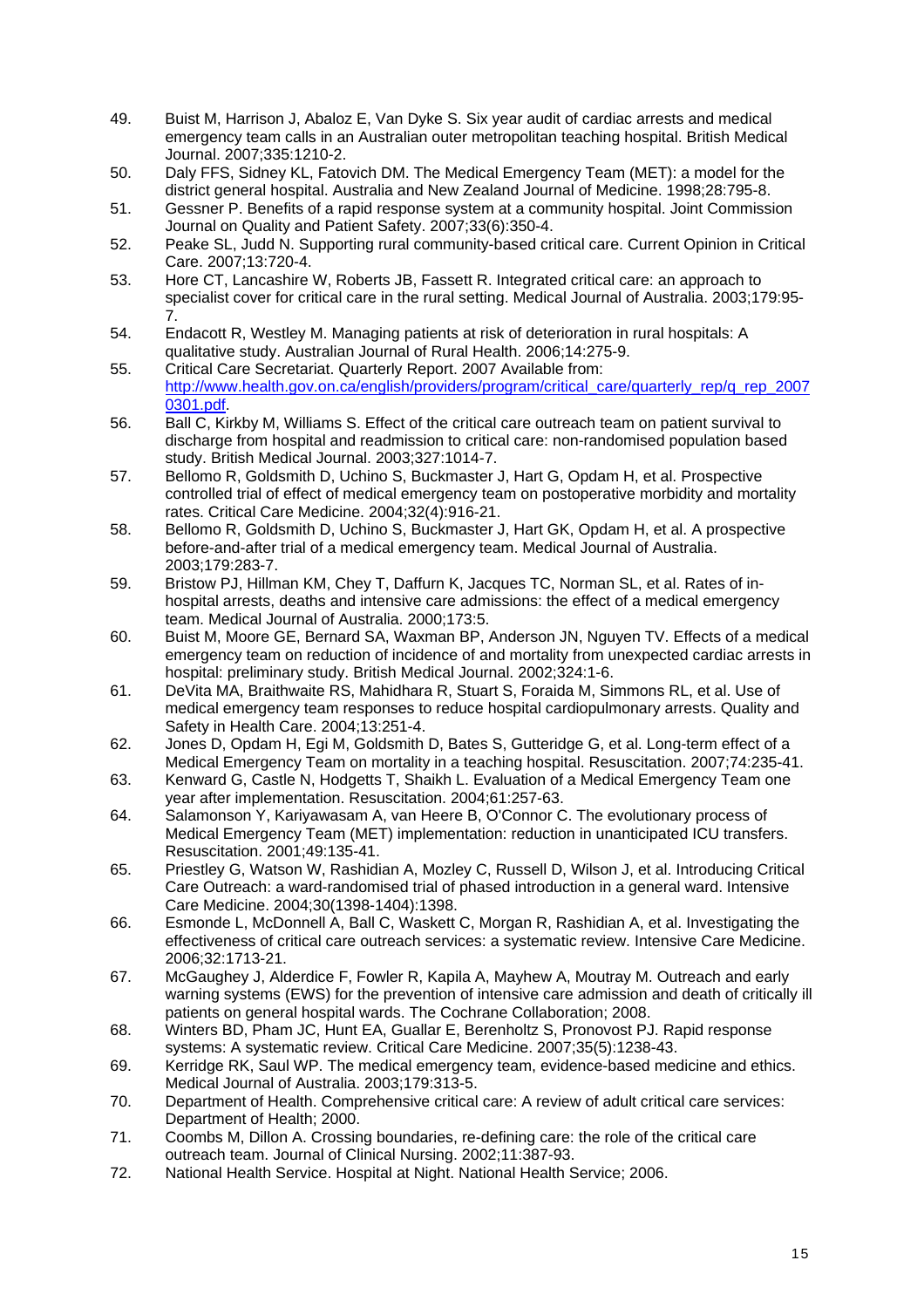49. Buist M, Harrison J, Abaloz E, Van Dyke S. Six year audit of cardiac arrests and medical emergency team calls in an Australian outer metropolitan teaching hospital. British Medical Journal. 2007;335:1210-2.
50. Daly FFS, Sidney KL, Fatovich DM. The Medical Emergency Team (MET): a model for the district general hospital. Australia and New Zealand Journal of Medicine. 1998;28:795-8.
51. Gessner P. Benefits of a rapid response system at a community hospital. Joint Commission Journal on Quality and Patient Safety. 2007;33(6):350-4.
52. Peake SL, Judd N. Supporting rural community-based critical care. Current Opinion in Critical Care. 2007;13:720-4.
53. Hore CT, Lancashire W, Roberts JB, Fassett R. Integrated critical care: an approach to specialist cover for critical care in the rural setting. Medical Journal of Australia. 2003;179:95-7.
54. Endacott R, Westley M. Managing patients at risk of deterioration in rural hospitals: A qualitative study. Australian Journal of Rural Health. 2006;14:275-9.
55. Critical Care Secretariat. Quarterly Report. 2007 Available from: http://www.health.gov.on.ca/english/providers/program/critical_care/quarterly_rep/q_rep_20070301.pdf.
56. Ball C, Kirkby M, Williams S. Effect of the critical care outreach team on patient survival to discharge from hospital and readmission to critical care: non-randomised population based study. British Medical Journal. 2003;327:1014-7.
57. Bellomo R, Goldsmith D, Uchino S, Buckmaster J, Hart G, Opdam H, et al. Prospective controlled trial of effect of medical emergency team on postoperative morbidity and mortality rates. Critical Care Medicine. 2004;32(4):916-21.
58. Bellomo R, Goldsmith D, Uchino S, Buckmaster J, Hart GK, Opdam H, et al. A prospective before-and-after trial of a medical emergency team. Medical Journal of Australia. 2003;179:283-7.
59. Bristow PJ, Hillman KM, Chey T, Daffurn K, Jacques TC, Norman SL, et al. Rates of in-hospital arrests, deaths and intensive care admissions: the effect of a medical emergency team. Medical Journal of Australia. 2000;173:5.
60. Buist M, Moore GE, Bernard SA, Waxman BP, Anderson JN, Nguyen TV. Effects of a medical emergency team on reduction of incidence of and mortality from unexpected cardiac arrests in hospital: preliminary study. British Medical Journal. 2002;324:1-6.
61. DeVita MA, Braithwaite RS, Mahidhara R, Stuart S, Foraida M, Simmons RL, et al. Use of medical emergency team responses to reduce hospital cardiopulmonary arrests. Quality and Safety in Health Care. 2004;13:251-4.
62. Jones D, Opdam H, Egi M, Goldsmith D, Bates S, Gutteridge G, et al. Long-term effect of a Medical Emergency Team on mortality in a teaching hospital. Resuscitation. 2007;74:235-41.
63. Kenward G, Castle N, Hodgetts T, Shaikh L. Evaluation of a Medical Emergency Team one year after implementation. Resuscitation. 2004;61:257-63.
64. Salamonson Y, Kariyawasam A, van Heere B, O'Connor C. The evolutionary process of Medical Emergency Team (MET) implementation: reduction in unanticipated ICU transfers. Resuscitation. 2001;49:135-41.
65. Priestley G, Watson W, Rashidian A, Mozley C, Russell D, Wilson J, et al. Introducing Critical Care Outreach: a ward-randomised trial of phased introduction in a general ward. Intensive Care Medicine. 2004;30(1398-1404):1398.
66. Esmonde L, McDonnell A, Ball C, Waskett C, Morgan R, Rashidian A, et al. Investigating the effectiveness of critical care outreach services: a systematic review. Intensive Care Medicine. 2006;32:1713-21.
67. McGaughey J, Alderdice F, Fowler R, Kapila A, Mayhew A, Moutray M. Outreach and early warning systems (EWS) for the prevention of intensive care admission and death of critically ill patients on general hospital wards. The Cochrane Collaboration; 2008.
68. Winters BD, Pham JC, Hunt EA, Guallar E, Berenholtz S, Pronovost PJ. Rapid response systems: A systematic review. Critical Care Medicine. 2007;35(5):1238-43.
69. Kerridge RK, Saul WP. The medical emergency team, evidence-based medicine and ethics. Medical Journal of Australia. 2003;179:313-5.
70. Department of Health. Comprehensive critical care: A review of adult critical care services: Department of Health; 2000.
71. Coombs M, Dillon A. Crossing boundaries, re-defining care: the role of the critical care outreach team. Journal of Clinical Nursing. 2002;11:387-93.
72. National Health Service. Hospital at Night. National Health Service; 2006.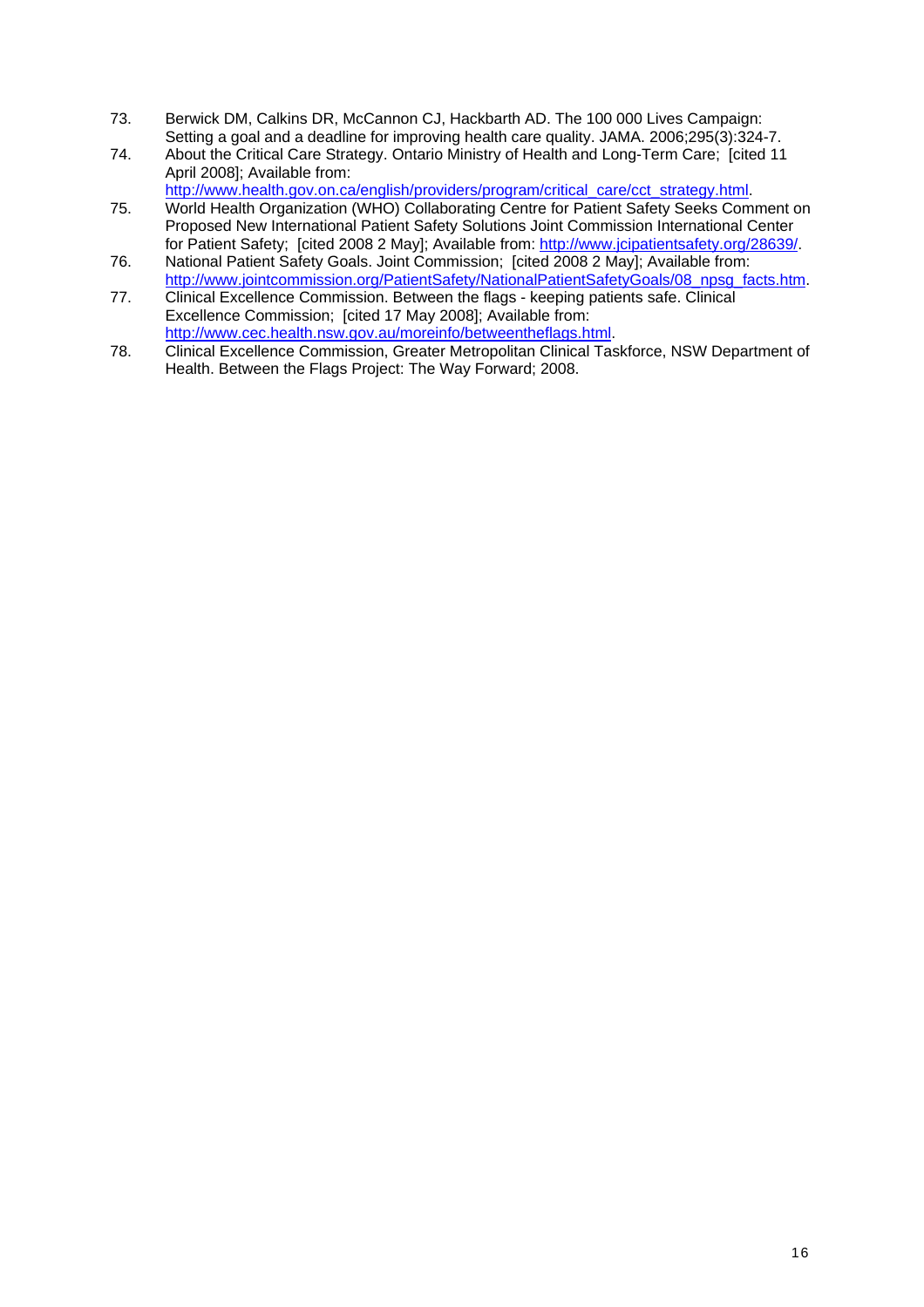73. Berwick DM, Calkins DR, McCannon CJ, Hackbarth AD. The 100 000 Lives Campaign: Setting a goal and a deadline for improving health care quality. JAMA. 2006;295(3):324-7.
74. About the Critical Care Strategy. Ontario Ministry of Health and Long-Term Care; [cited 11 April 2008]; Available from: http://www.health.gov.on.ca/english/providers/program/critical_care/cct_strategy.html.
75. World Health Organization (WHO) Collaborating Centre for Patient Safety Seeks Comment on Proposed New International Patient Safety Solutions Joint Commission International Center for Patient Safety; [cited 2008 2 May]; Available from: http://www.jcipatientsafety.org/28639/.
76. National Patient Safety Goals. Joint Commission; [cited 2008 2 May]; Available from: http://www.jointcommission.org/PatientSafety/NationalPatientSafetyGoals/08_npsg_facts.htm.
77. Clinical Excellence Commission. Between the flags - keeping patients safe. Clinical Excellence Commission; [cited 17 May 2008]; Available from: http://www.cec.health.nsw.gov.au/moreinfo/betweentheflags.html.
78. Clinical Excellence Commission, Greater Metropolitan Clinical Taskforce, NSW Department of Health. Between the Flags Project: The Way Forward; 2008.